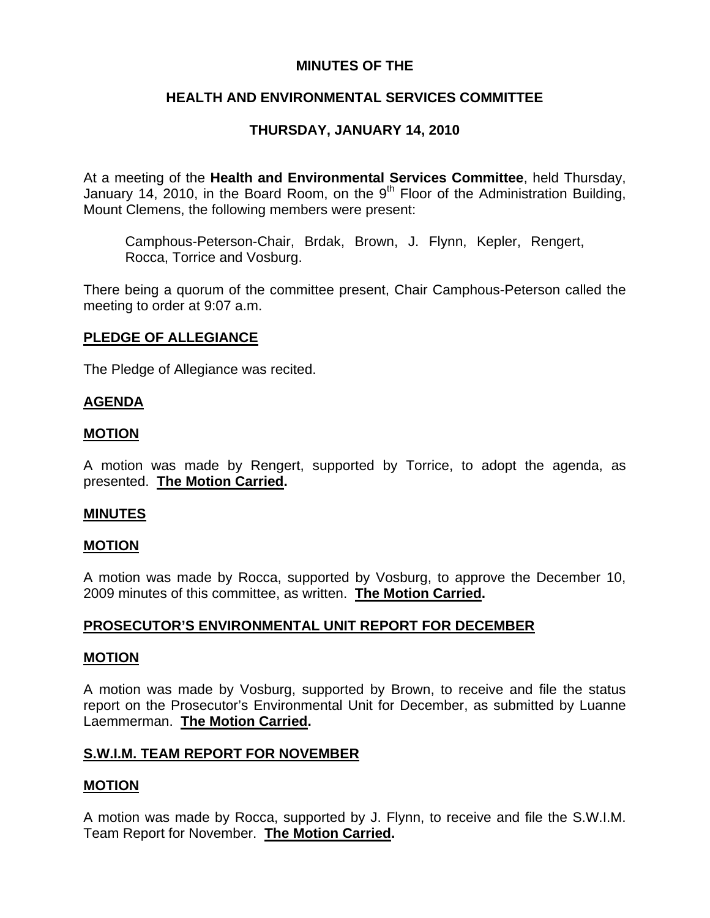# MINUTES OF THE

# HEALTH AND ENVIRONMENTAL SERVICES COMMITTEE

## THURSDAY, JANUARY 14, 2010

At a meeting of the **Health and Environmental Services Committee**, held Thursday, January 14, 2010, in the Board Room, on the 9th Floor of the Administration Building, Mount Clemens, the following members were present:

> Camphous-Peterson-Chair, Brdak, Brown, J. Flynn, Kepler, Rengert, Rocca, Torrice and Vosburg.

There being a quorum of the committee present, Chair Camphous-Peterson called the meeting to order at 9:07 a.m.

**PLEDGE OF ALLEGIANCE**

The Pledge of Allegiance was recited.

**AGENDA**

**MOTION**

A motion was made by Rengert, supported by Torrice, to adopt the agenda, as presented. **The Motion Carried.**

**MINUTES**

**MOTION**

A motion was made by Rocca, supported by Vosburg, to approve the December 10, 2009 minutes of this committee, as written. **The Motion Carried.**

**PROSECUTOR'S ENVIRONMENTAL UNIT REPORT FOR DECEMBER**

**MOTION**

A motion was made by Vosburg, supported by Brown, to receive and file the status report on the Prosecutor's Environmental Unit for December, as submitted by Luanne Laemmerman. **The Motion Carried.**

**S.W.I.M. TEAM REPORT FOR NOVEMBER**

**MOTION**

A motion was made by Rocca, supported by J. Flynn, to receive and file the S.W.I.M. Team Report for November. **The Motion Carried.**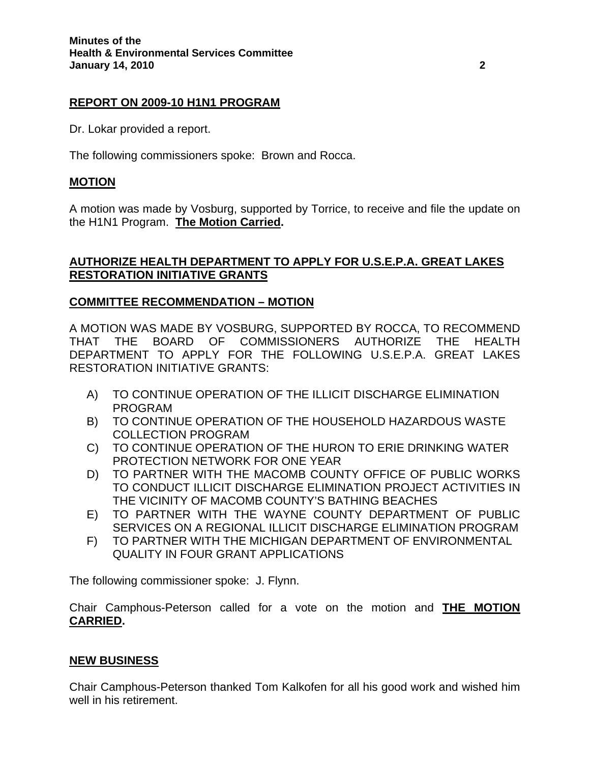## REPORT ON 2009-10 H1N1 PROGRAM

Dr. Lokar provided a report.

The following commissioners spoke: Brown and Rocca.

## MOTION

A motion was made by Vosburg, supported by Torrice, to receive and file the update on the H1N1 Program. **The Motion Carried.**

## AUTHORIZE HEALTH DEPARTMENT TO APPLY FOR U.S.E.P.A. GREAT LAKES RESTORATION INITIATIVE GRANTS

## COMMITTEE RECOMMENDATION – MOTION

A MOTION WAS MADE BY VOSBURG, SUPPORTED BY ROCCA, TO RECOMMEND THAT THE BOARD OF COMMISSIONERS AUTHORIZE THE HEALTH DEPARTMENT TO APPLY FOR THE FOLLOWING U.S.E.P.A. GREAT LAKES RESTORATION INITIATIVE GRANTS:

A) TO CONTINUE OPERATION OF THE ILLICIT DISCHARGE ELIMINATION PROGRAM
B) TO CONTINUE OPERATION OF THE HOUSEHOLD HAZARDOUS WASTE COLLECTION PROGRAM
C) TO CONTINUE OPERATION OF THE HURON TO ERIE DRINKING WATER PROTECTION NETWORK FOR ONE YEAR
D) TO PARTNER WITH THE MACOMB COUNTY OFFICE OF PUBLIC WORKS TO CONDUCT ILLICIT DISCHARGE ELIMINATION PROJECT ACTIVITIES IN THE VICINITY OF MACOMB COUNTY'S BATHING BEACHES
E) TO PARTNER WITH THE WAYNE COUNTY DEPARTMENT OF PUBLIC SERVICES ON A REGIONAL ILLICIT DISCHARGE ELIMINATION PROGRAM
F) TO PARTNER WITH THE MICHIGAN DEPARTMENT OF ENVIRONMENTAL QUALITY IN FOUR GRANT APPLICATIONS

The following commissioner spoke: J. Flynn.

Chair Camphous-Peterson called for a vote on the motion and **THE MOTION CARRIED.**

## NEW BUSINESS

Chair Camphous-Peterson thanked Tom Kalkofen for all his good work and wished him well in his retirement.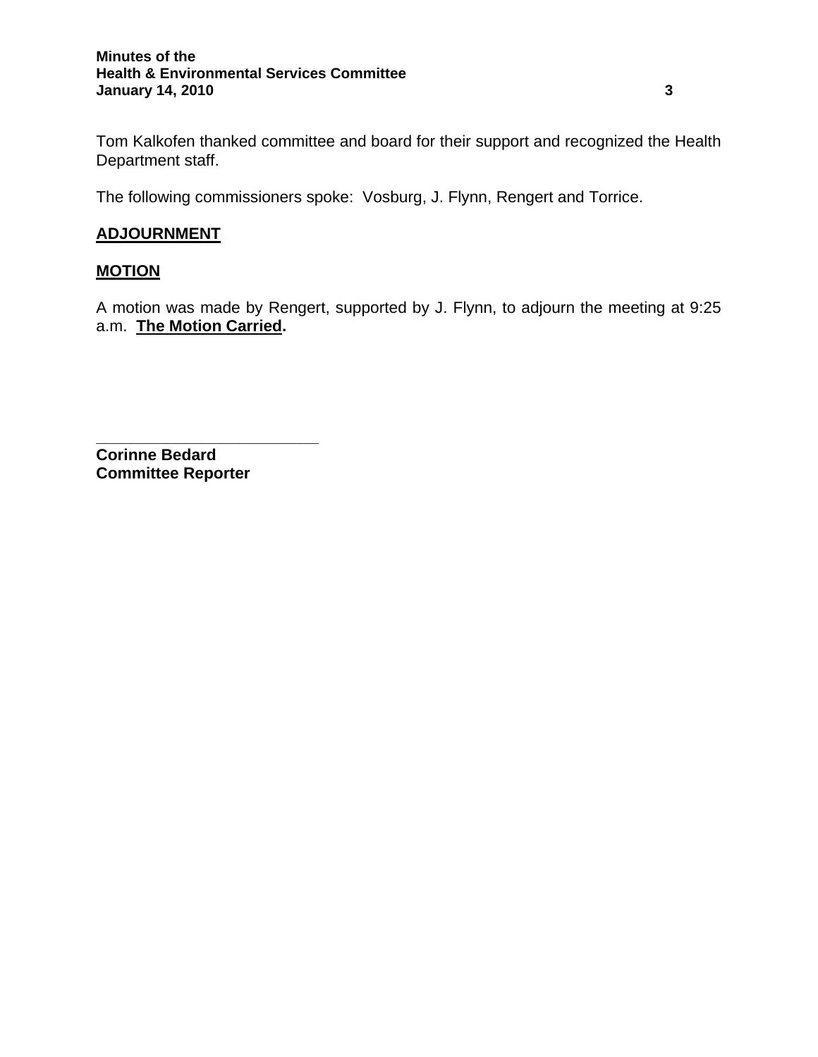Tom Kalkofen thanked committee and board for their support and recognized the Health Department staff.

The following commissioners spoke: Vosburg, J. Flynn, Rengert and Torrice.

## ADJOURNMENT

### MOTION

A motion was made by Rengert, supported by J. Flynn, to adjourn the meeting at 9:25 a.m. **The Motion Carried.**

\_\_\_\_\_\_\_\_\_\_\_\_\_\_\_\_\_\_\_\_\_\_\_\_\_\_

**Corinne Bedard**
**Committee Reporter**